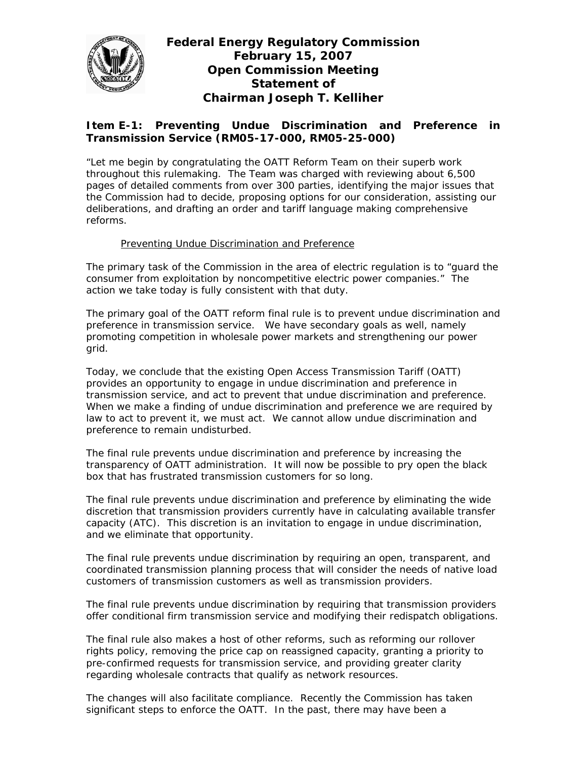# Federal Energy Regulatory Commission
## February 15, 2007
## Open Commission Meeting
## Statement of
## Chairman Joseph T. Kelliher

### Item E-1: Preventing Undue Discrimination and Preference in Transmission Service (RM05-17-000, RM05-25-000)

"Let me begin by congratulating the OATT Reform Team on their superb work throughout this rulemaking. The Team was charged with reviewing about 6,500 pages of detailed comments from over 300 parties, identifying the major issues that the Commission had to decide, proposing options for our consideration, assisting our deliberations, and drafting an order and tariff language making comprehensive reforms.

Preventing Undue Discrimination and Preference

The primary task of the Commission in the area of electric regulation is to "guard the consumer from exploitation by noncompetitive electric power companies." The action we take today is fully consistent with that duty.

The primary goal of the OATT reform final rule is to prevent undue discrimination and preference in transmission service. We have secondary goals as well, namely promoting competition in wholesale power markets and strengthening our power grid.

Today, we conclude that the existing Open Access Transmission Tariff (OATT) provides an opportunity to engage in undue discrimination and preference in transmission service, and act to prevent that undue discrimination and preference. When we make a finding of undue discrimination and preference we are required by law to act to prevent it, we must act. We cannot allow undue discrimination and preference to remain undisturbed.

The final rule prevents undue discrimination and preference by increasing the transparency of OATT administration. It will now be possible to pry open the black box that has frustrated transmission customers for so long.

The final rule prevents undue discrimination and preference by eliminating the wide discretion that transmission providers currently have in calculating available transfer capacity (ATC). This discretion is an invitation to engage in undue discrimination, and we eliminate that opportunity.

The final rule prevents undue discrimination by requiring an open, transparent, and coordinated transmission planning process that will consider the needs of native load customers of transmission customers as well as transmission providers.

The final rule prevents undue discrimination by requiring that transmission providers offer conditional firm transmission service and modifying their redispatch obligations.

The final rule also makes a host of other reforms, such as reforming our rollover rights policy, removing the price cap on reassigned capacity, granting a priority to pre-confirmed requests for transmission service, and providing greater clarity regarding wholesale contracts that qualify as network resources.

The changes will also facilitate compliance. Recently the Commission has taken significant steps to enforce the OATT. In the past, there may have been a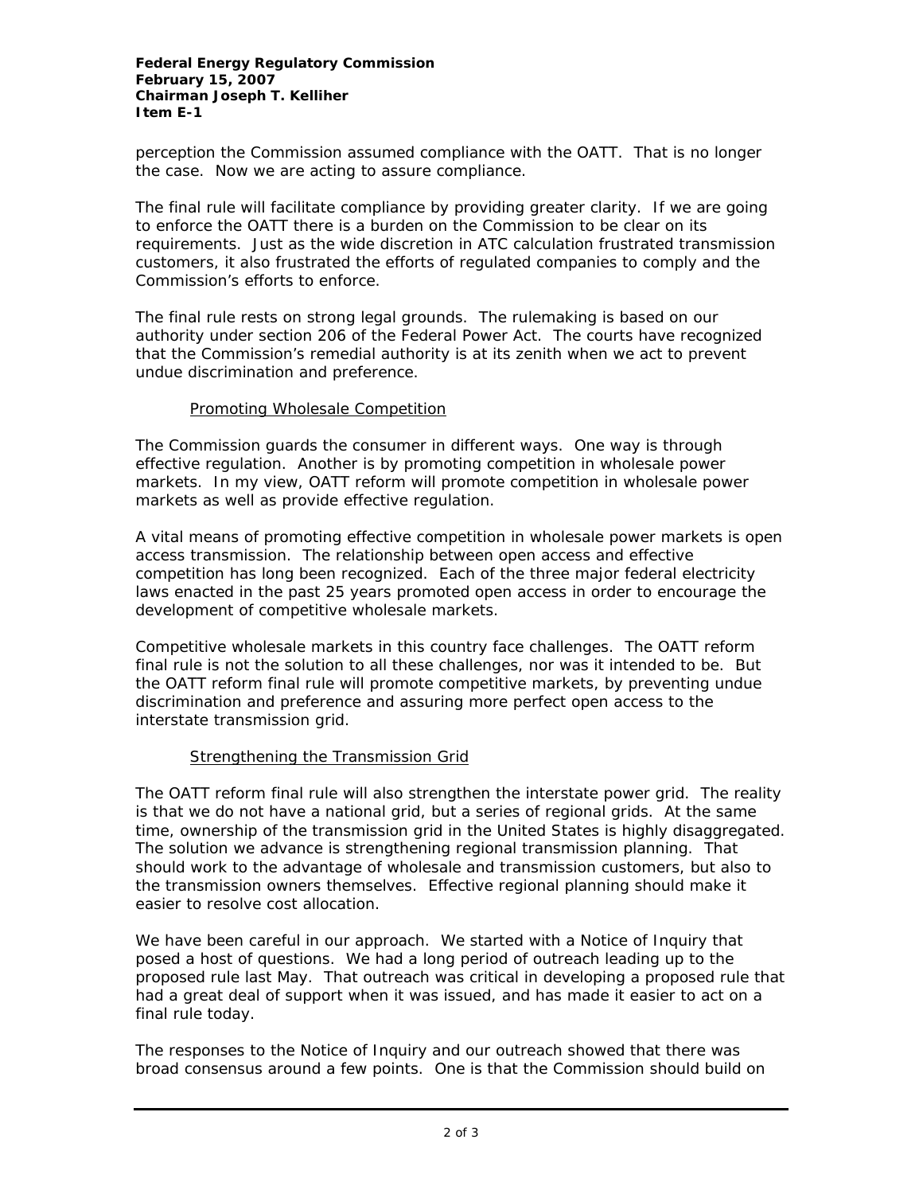perception the Commission assumed compliance with the OATT. That is no longer the case. Now we are acting to assure compliance.

The final rule will facilitate compliance by providing greater clarity. If we are going to enforce the OATT there is a burden on the Commission to be clear on its requirements. Just as the wide discretion in ATC calculation frustrated transmission customers, it also frustrated the efforts of regulated companies to comply and the Commission's efforts to enforce.

The final rule rests on strong legal grounds. The rulemaking is based on our authority under section 206 of the Federal Power Act. The courts have recognized that the Commission's remedial authority is at its zenith when we act to prevent undue discrimination and preference.

### Promoting Wholesale Competition

The Commission guards the consumer in different ways. One way is through effective regulation. Another is by promoting competition in wholesale power markets. In my view, OATT reform will promote competition in wholesale power markets as well as provide effective regulation.

A vital means of promoting effective competition in wholesale power markets is open access transmission. The relationship between open access and effective competition has long been recognized. Each of the three major federal electricity laws enacted in the past 25 years promoted open access in order to encourage the development of competitive wholesale markets.

Competitive wholesale markets in this country face challenges. The OATT reform final rule is not the solution to all these challenges, nor was it intended to be. But the OATT reform final rule will promote competitive markets, by preventing undue discrimination and preference and assuring more perfect open access to the interstate transmission grid.

### Strengthening the Transmission Grid

The OATT reform final rule will also strengthen the interstate power grid. The reality is that we do not have a national grid, but a series of regional grids. At the same time, ownership of the transmission grid in the United States is highly disaggregated. The solution we advance is strengthening regional transmission planning. That should work to the advantage of wholesale and transmission customers, but also to the transmission owners themselves. Effective regional planning should make it easier to resolve cost allocation.

We have been careful in our approach. We started with a Notice of Inquiry that posed a host of questions. We had a long period of outreach leading up to the proposed rule last May. That outreach was critical in developing a proposed rule that had a great deal of support when it was issued, and has made it easier to act on a final rule today.

The responses to the Notice of Inquiry and our outreach showed that there was broad consensus around a few points. One is that the Commission should build on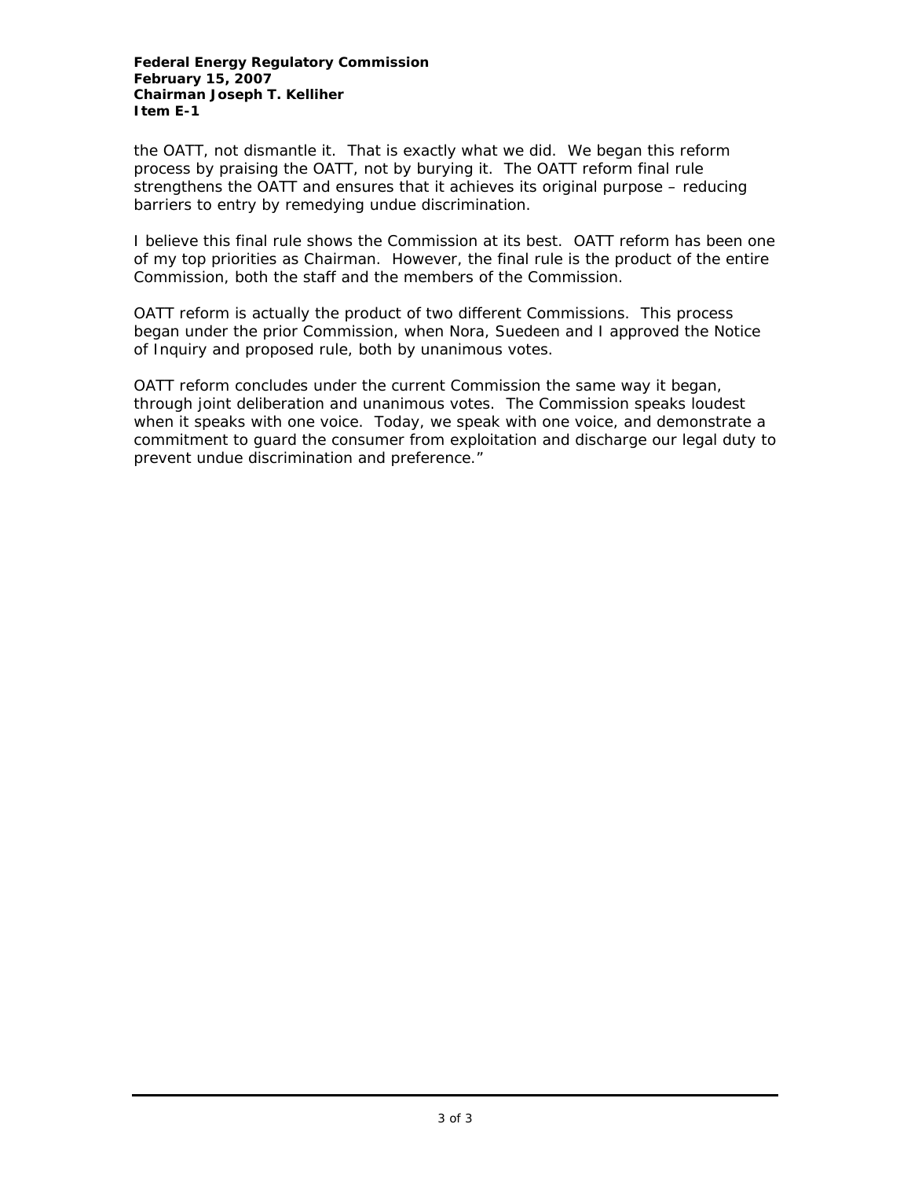the OATT, not dismantle it. That is exactly what we did. We began this reform process by praising the OATT, not by burying it. The OATT reform final rule strengthens the OATT and ensures that it achieves its original purpose – reducing barriers to entry by remedying undue discrimination.

I believe this final rule shows the Commission at its best. OATT reform has been one of my top priorities as Chairman. However, the final rule is the product of the entire Commission, both the staff and the members of the Commission.

OATT reform is actually the product of two different Commissions. This process began under the prior Commission, when Nora, Suedeen and I approved the Notice of Inquiry and proposed rule, both by unanimous votes.

OATT reform concludes under the current Commission the same way it began, through joint deliberation and unanimous votes. The Commission speaks loudest when it speaks with one voice. Today, we speak with one voice, and demonstrate a commitment to guard the consumer from exploitation and discharge our legal duty to prevent undue discrimination and preference."